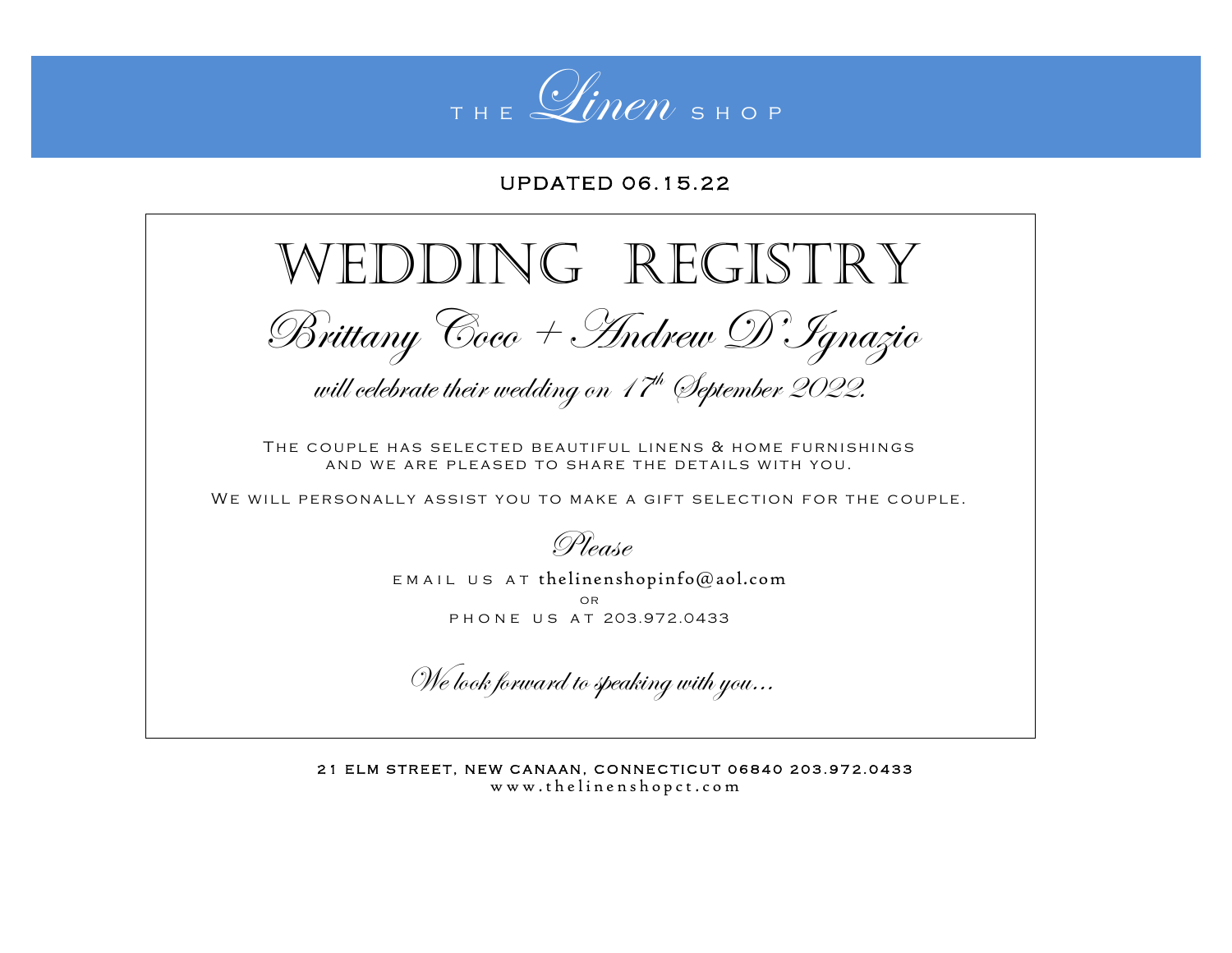THE *Linen* SHOP

UPDATED 06.15.22

# WEDDING REGISTRY

## *Brittany Coco + Andrew D'Ignazio*

*will celebrate their wedding on 17th September 2022.*

The couple has selected beautiful linens & home furnishings and we are pleased to share the details with you.

We will personally assist you to make a gift selection for the couple.

*Please*

email us at thelinenshopinfo@aol.com

or

phone us at 203.972.0433

*We look forward to speaking with you…*

21 ELM STREET, NEW CANAAN, CONNECTICUT 06840 203.972.0433

www.thelinenshopct.com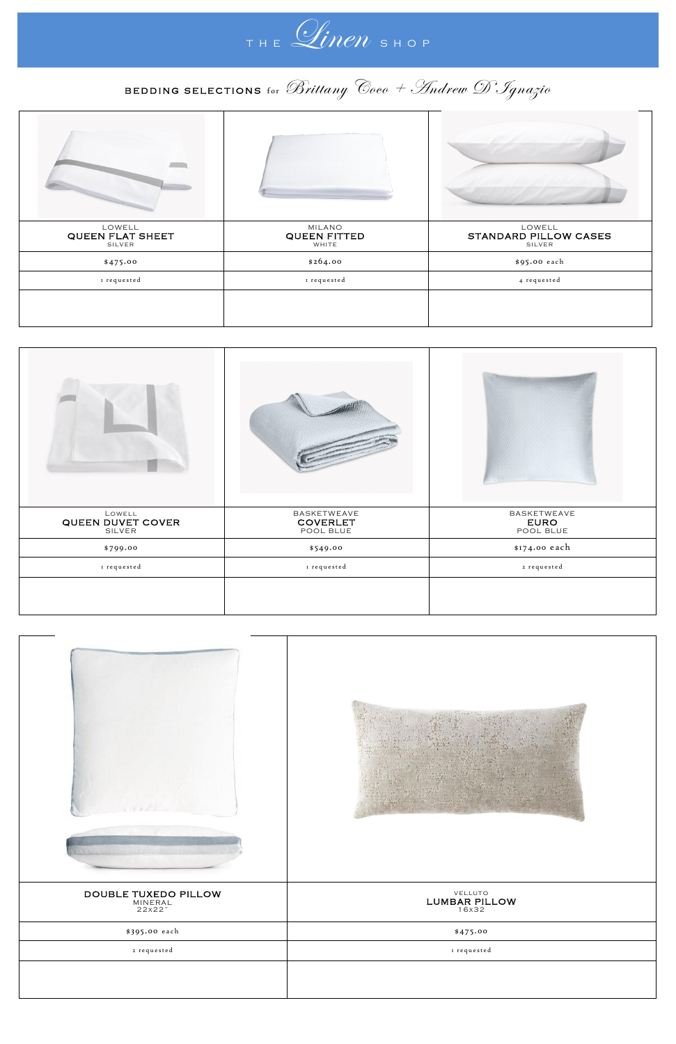# THE *Linen* SHOP

## BEDDING SELECTIONS for *Brittany Coco + Andrew D'Ignazio*

| LOWELL QUEEN FLAT SHEET SILVER | MILANO QUEEN FITTED WHITE | LOWELL STANDARD PILLOW CASES SILVER |
|---|---|---|
| $475.00 | $264.00 | $95.00 each |
| 1 requested | 1 requested | 4 requested |
| | | |

| LOWELL QUEEN DUVET COVER SILVER | BASKETWEAVE COVERLET POOL BLUE | BASKETWEAVE EURO POOL BLUE |
|---|---|---|
| $799.00 | $549.00 | $174.00 each |
| 1 requested | 1 requested | 2 requested |
| | | |

| DOUBLE TUXEDO PILLOW MINERAL 22x22" | VELLUTO LUMBAR PILLOW 16x32 |
|---|---|
| $395.00 each | $475.00 |
| 2 requested | 1 requested |
| | |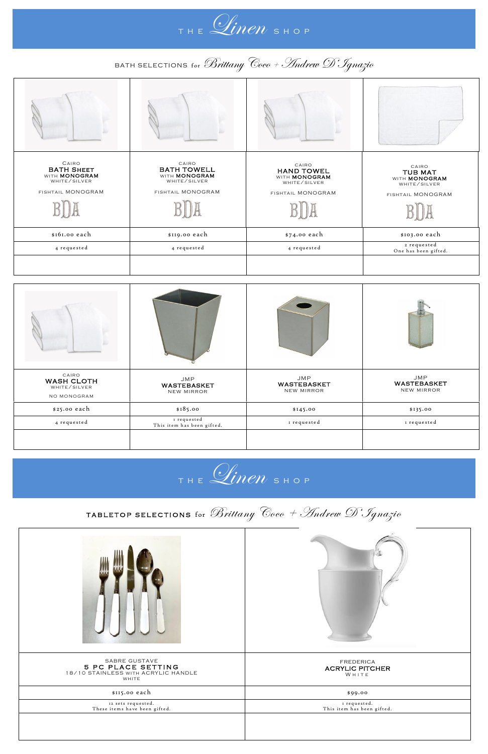# THE *Linen* SHOP

## BATH SELECTIONS for *Brittany Coco + Andrew D'Ignazio*

| Cairo BATH SHEET with MONOGRAM WHITE/SILVER FISHTAIL MONOGRAM BDA | Cairo BATH TOWELL with MONOGRAM WHITE/SILVER FISHTAIL MONOGRAM BDA | Cairo HAND TOWEL with MONOGRAM WHITE/SILVER FISHTAIL MONOGRAM BDA | Cairo TUB MAT with MONOGRAM WHITE/SILVER FISHTAIL MONOGRAM BDA |
|---|---|---|---|
| $161.00 each | $119.00 each | $74.00 each | $103.00 each |
| 4 requested | 4 requested | 4 requested | 2 requested One has been gifted. |

| Cairo WASH CLOTH WHITE/SILVER NO MONOGRAM | JMP WASTEBASKET NEW MIRROR | JMP WASTEBASKET NEW MIRROR | JMP WASTEBASKET NEW MIRROR |
|---|---|---|---|
| $25.00 each | $185.00 | $145.00 | $135.00 |
| 4 requested | 1 requested This item has been gifted. | 1 requested | 1 requested |

# THE *Linen* SHOP

## TABLETOP SELECTIONS for *Brittany Coco + Andrew D'Ignazio*

| SABRE GUSTAVE 5 PC PLACE SETTING 18/10 STAINLESS with ACRYLIC HANDLE WHITE | FREDERICA ACRYLIC PITCHER WHITE |
|---|---|
| $115.00 each | $99.00 |
| 12 sets requested. These items have been gifted. | 1 requested. This item has been gifted. |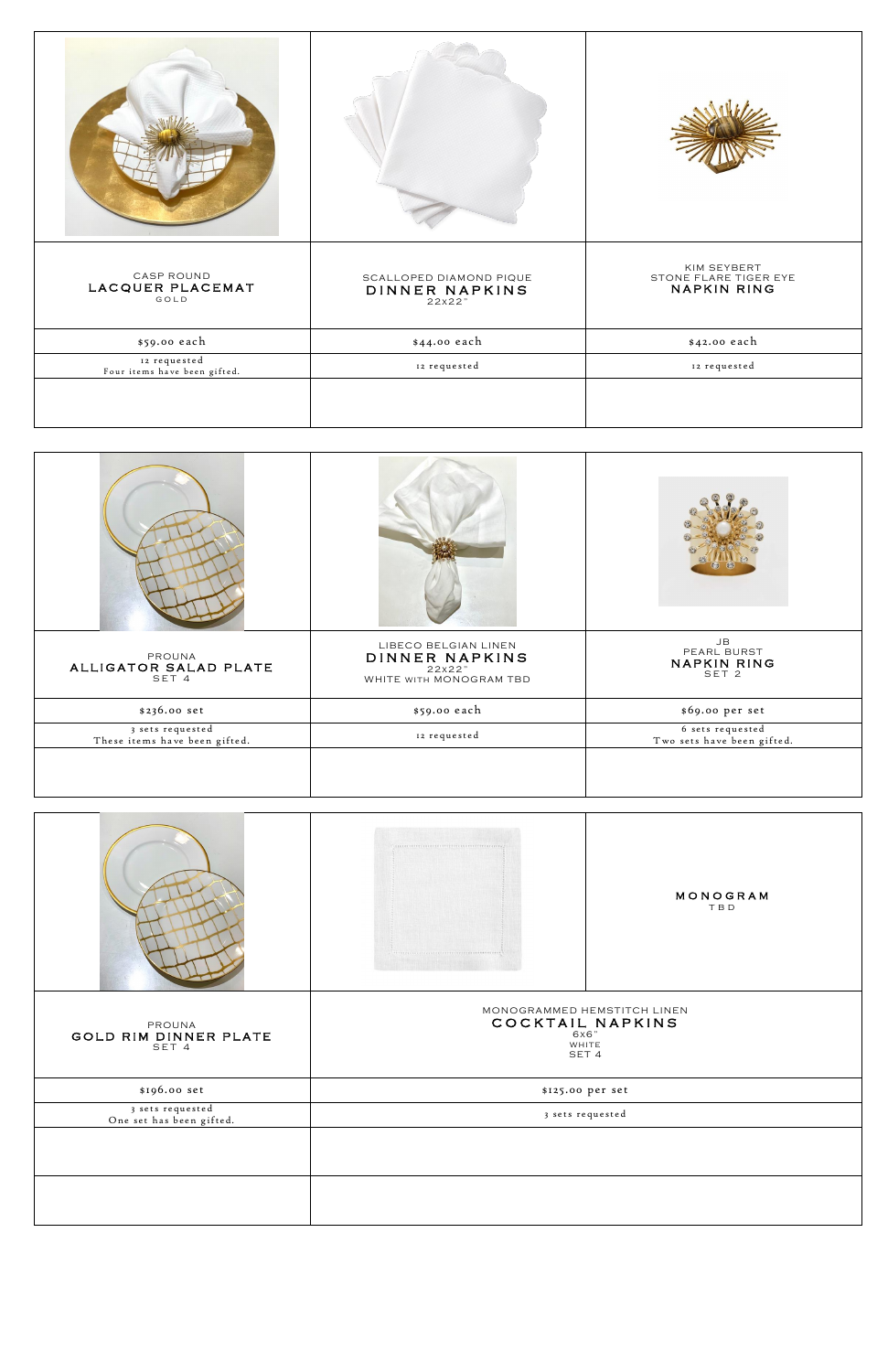| CASP ROUND **LACQUER PLACEMAT** GOLD | SCALLOPED DIAMOND PIQUE **DINNER NAPKINS** 22x22" | KIM SEYBERT STONE FLARE TIGER EYE **NAPKIN RING** |
|---|---|---|
| $59.00 each | $44.00 each | $42.00 each |
| 12 requested Four items have been gifted. | 12 requested | 12 requested |
| | | |

| PROUNA **ALLIGATOR SALAD PLATE** SET 4 | LIBECO BELGIAN LINEN **DINNER NAPKINS** 22x22" WHITE WITH MONOGRAM TBD | JB PEARL BURST **NAPKIN RING** SET 2 |
|---|---|---|
| $236.00 set | $59.00 each | $69.00 per set |
| 3 sets requested These items have been gifted. | 12 requested | 6 sets requested Two sets have been gifted. |
| | | |

| PROUNA **GOLD RIM DINNER PLATE** SET 4 | MONOGRAMMED HEMSTITCH LINEN **COCKTAIL NAPKINS** 6x6" WHITE SET 4 (**MONOGRAM** TBD) |
|---|---|
| $196.00 set | $125.00 per set |
| 3 sets requested One set has been gifted. | 3 sets requested |
| | |
| | |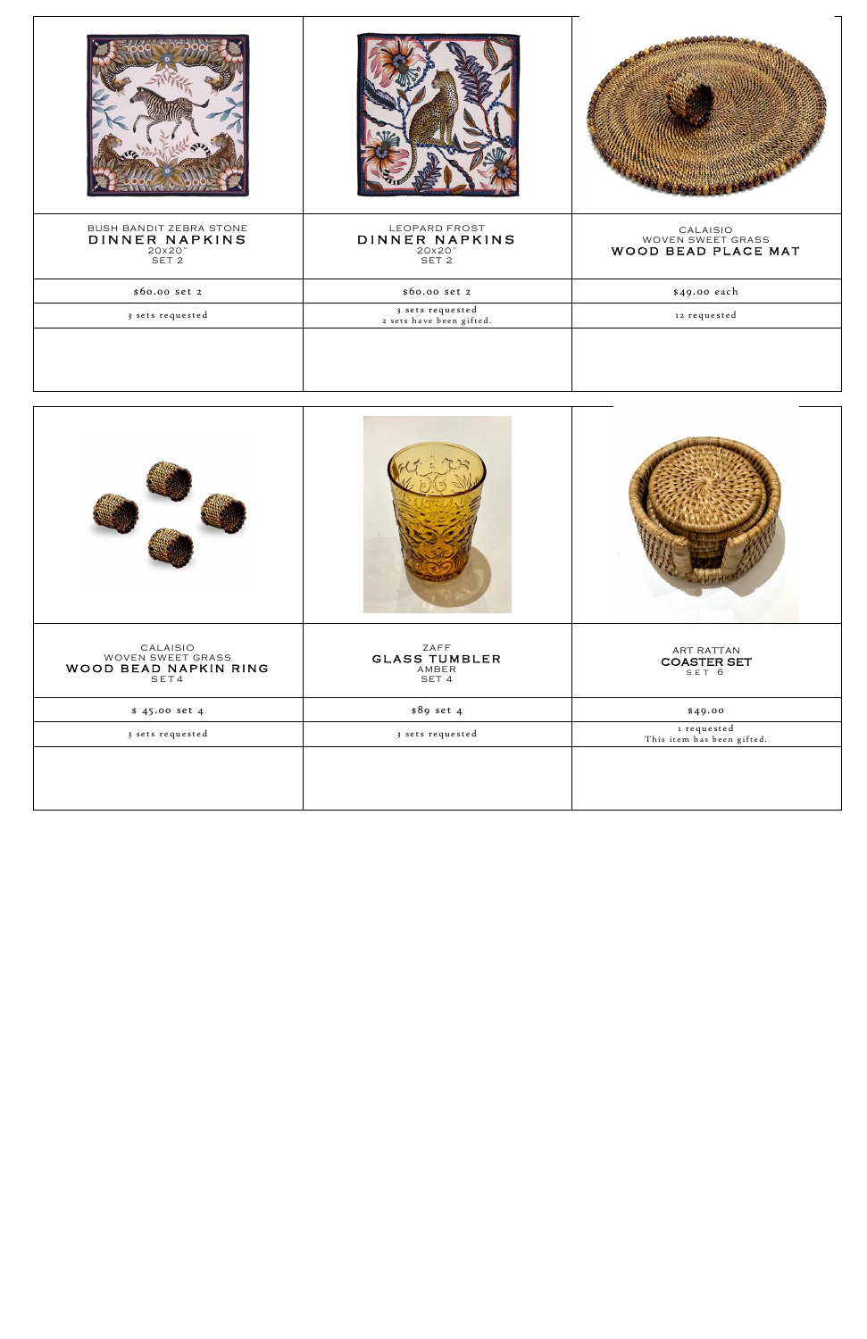| | | |
|---|---|---|
| BUSH BANDIT ZEBRA STONE<br>**DINNER NAPKINS**<br>20x20"<br>SET 2 | LEOPARD FROST<br>**DINNER NAPKINS**<br>20x20"<br>SET 2 | CALAISIO<br>WOVEN SWEET GRASS<br>**WOOD BEAD PLACE MAT** |
| $60.00 set 2 | $60.00 set 2 | $49.00 each |
| 3 sets requested | 3 sets requested<br>2 sets have been gifted. | 12 requested |

| | | |
|---|---|---|
| CALAISIO<br>WOVEN SWEET GRASS<br>**WOOD BEAD NAPKIN RING**<br>SET4 | ZAFF<br>**GLASS TUMBLER**<br>AMBER<br>SET 4 | ART RATTAN<br>**COASTER SET**<br>SET 6 |
| $ 45.00 set 4 | $89 set 4 | $49.00 |
| 3 sets requested | 3 sets requested | 1 requested<br>This item has been gifted. |